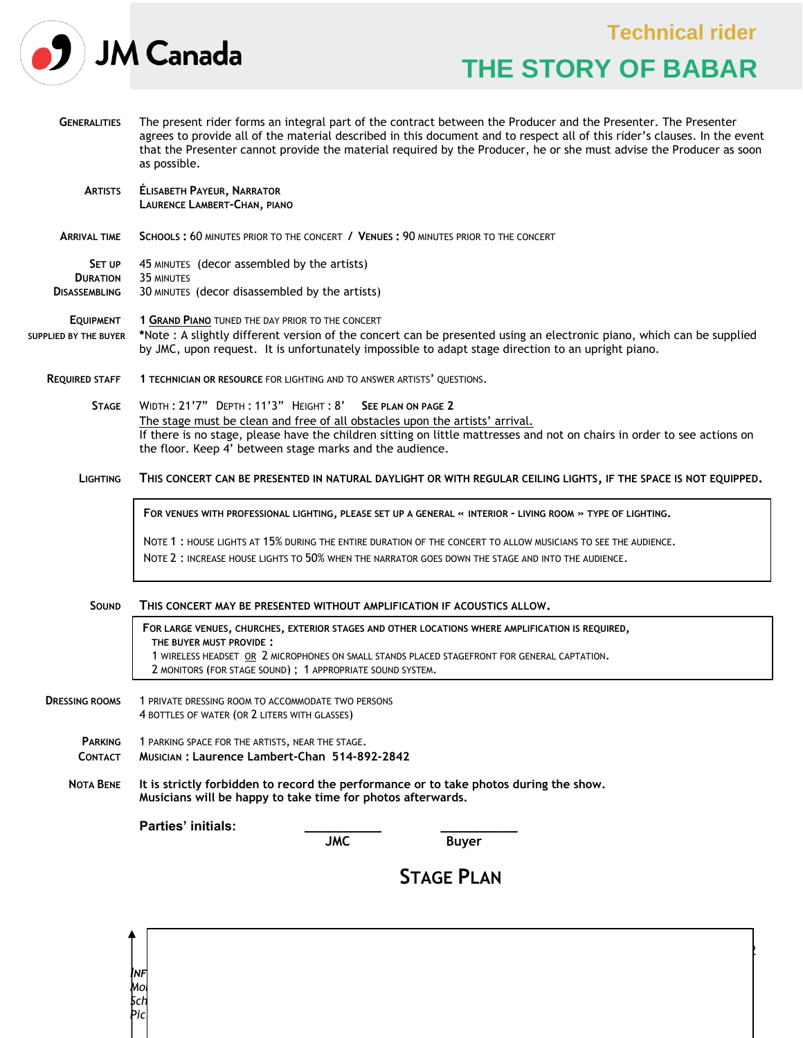JM Canada

# Technical rider

# THE STORY OF BABAR

**Generalities** The present rider forms an integral part of the contract between the Producer and the Presenter. The Presenter agrees to provide all of the material described in this document and to respect all of this rider's clauses. In the event that the Presenter cannot provide the material required by the Producer, he or she must advise the Producer as soon as possible.

**Artists** ÉLISABETH PAYEUR, NARRATOR
LAURENCE LAMBERT-CHAN, PIANO

**Arrival time** SCHOOLS : 60 MINUTES PRIOR TO THE CONCERT / VENUES : 90 MINUTES PRIOR TO THE CONCERT

**Set up** 45 MINUTES (decor assembled by the artists)
**Duration** 35 MINUTES
**Disassembling** 30 MINUTES (decor disassembled by the artists)

**Equipment supplied by the buyer** 1 GRAND PIANO TUNED THE DAY PRIOR TO THE CONCERT
*Note : A slightly different version of the concert can be presented using an electronic piano, which can be supplied by JMC, upon request. It is unfortunately impossible to adapt stage direction to an upright piano.

**Required staff** 1 TECHNICIAN OR RESOURCE FOR LIGHTING AND TO ANSWER ARTISTS' QUESTIONS.

**Stage** WIDTH : 21'7" DEPTH : 11'3" HEIGHT : 8' **SEE PLAN ON PAGE 2**
The stage must be clean and free of all obstacles upon the artists' arrival.
If there is no stage, please have the children sitting on little mattresses and not on chairs in order to see actions on the floor. Keep 4' between stage marks and the audience.

**Lighting** **THIS CONCERT CAN BE PRESENTED IN NATURAL DAYLIGHT OR WITH REGULAR CEILING LIGHTS, IF THE SPACE IS NOT EQUIPPED.**

> FOR VENUES WITH PROFESSIONAL LIGHTING, PLEASE SET UP A GENERAL « INTERIOR - LIVING ROOM » TYPE OF LIGHTING.
>
> NOTE 1 : HOUSE LIGHTS AT 15% DURING THE ENTIRE DURATION OF THE CONCERT TO ALLOW MUSICIANS TO SEE THE AUDIENCE.
> NOTE 2 : INCREASE HOUSE LIGHTS TO 50% WHEN THE NARRATOR GOES DOWN THE STAGE AND INTO THE AUDIENCE.

**Sound** **THIS CONCERT MAY BE PRESENTED WITHOUT AMPLIFICATION IF ACOUSTICS ALLOW.**

> FOR LARGE VENUES, CHURCHES, EXTERIOR STAGES AND OTHER LOCATIONS WHERE AMPLIFICATION IS REQUIRED,
> THE BUYER MUST PROVIDE :
> 1 WIRELESS HEADSET OR 2 MICROPHONES ON SMALL STANDS PLACED STAGEFRONT FOR GENERAL CAPTATION.
> 2 MONITORS (FOR STAGE SOUND) ; 1 APPROPRIATE SOUND SYSTEM.

**Dressing rooms** 1 PRIVATE DRESSING ROOM TO ACCOMMODATE TWO PERSONS
4 BOTTLES OF WATER (OR 2 LITERS WITH GLASSES)

**Parking** 1 PARKING SPACE FOR THE ARTISTS, NEAR THE STAGE.
**Contact** **MUSICIAN : Laurence Lambert-Chan 514-892-2842**

**Nota Bene** **It is strictly forbidden to record the performance or to take photos during the show.**
**Musicians will be happy to take time for photos afterwards.**

**Parties' initials:** __________ JMC __________ Buyer

## STAGE PLAN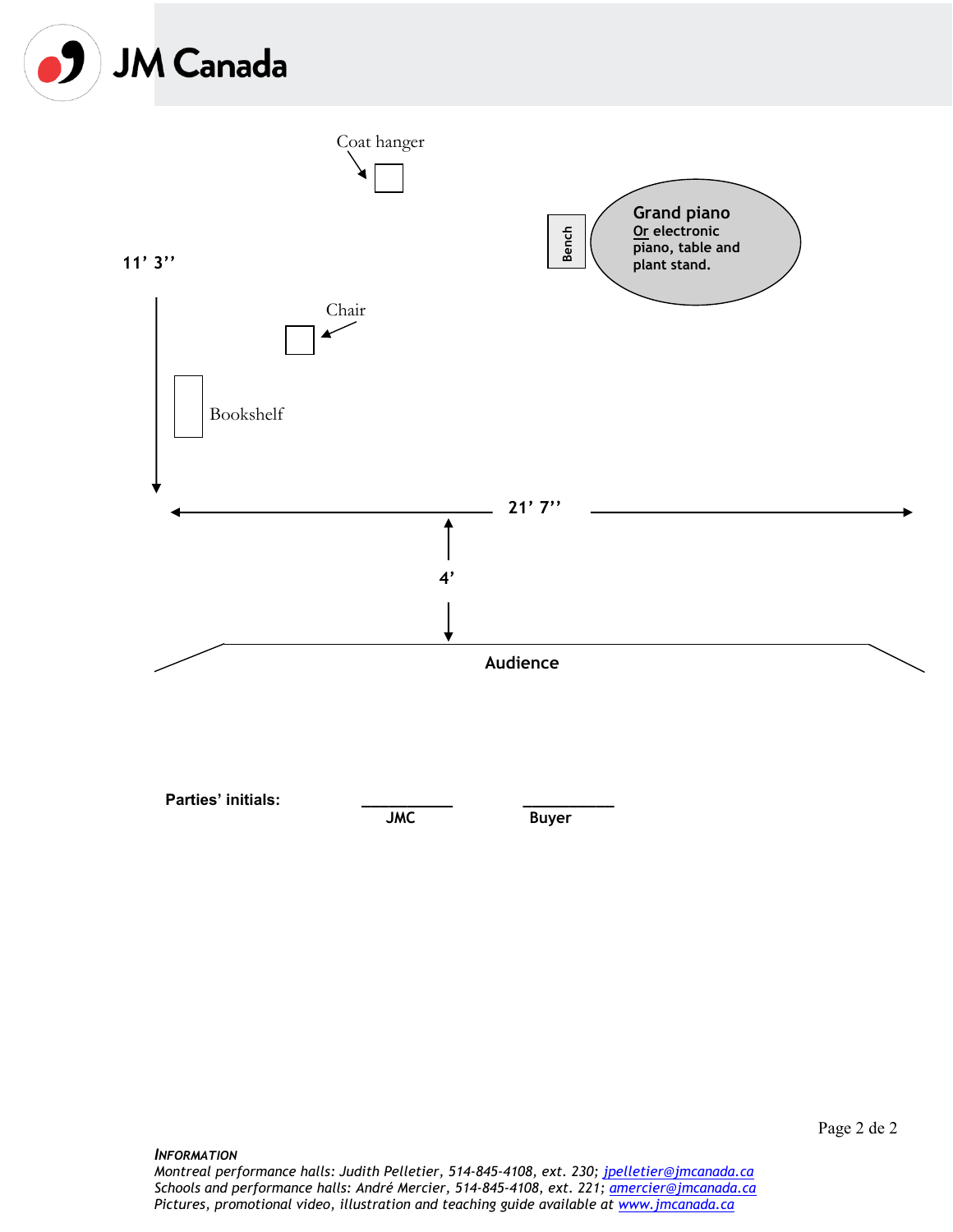JM Canada

Coat hanger

Grand piano
Or electronic piano, table and plant stand.

Bench

11’ 3’’

Chair

Bookshelf

21’ 7’’

4’

Audience

**Parties’ initials:** __________ JMC __________ Buyer

***Information***
*Montreal performance halls: Judith Pelletier, 514-845-4108, ext. 230; jpelletier@jmcanada.ca*
*Schools and performance halls: André Mercier, 514-845-4108, ext. 221; amercier@jmcanada.ca*
*Pictures, promotional video, illustration and teaching guide available at www.jmcanada.ca*